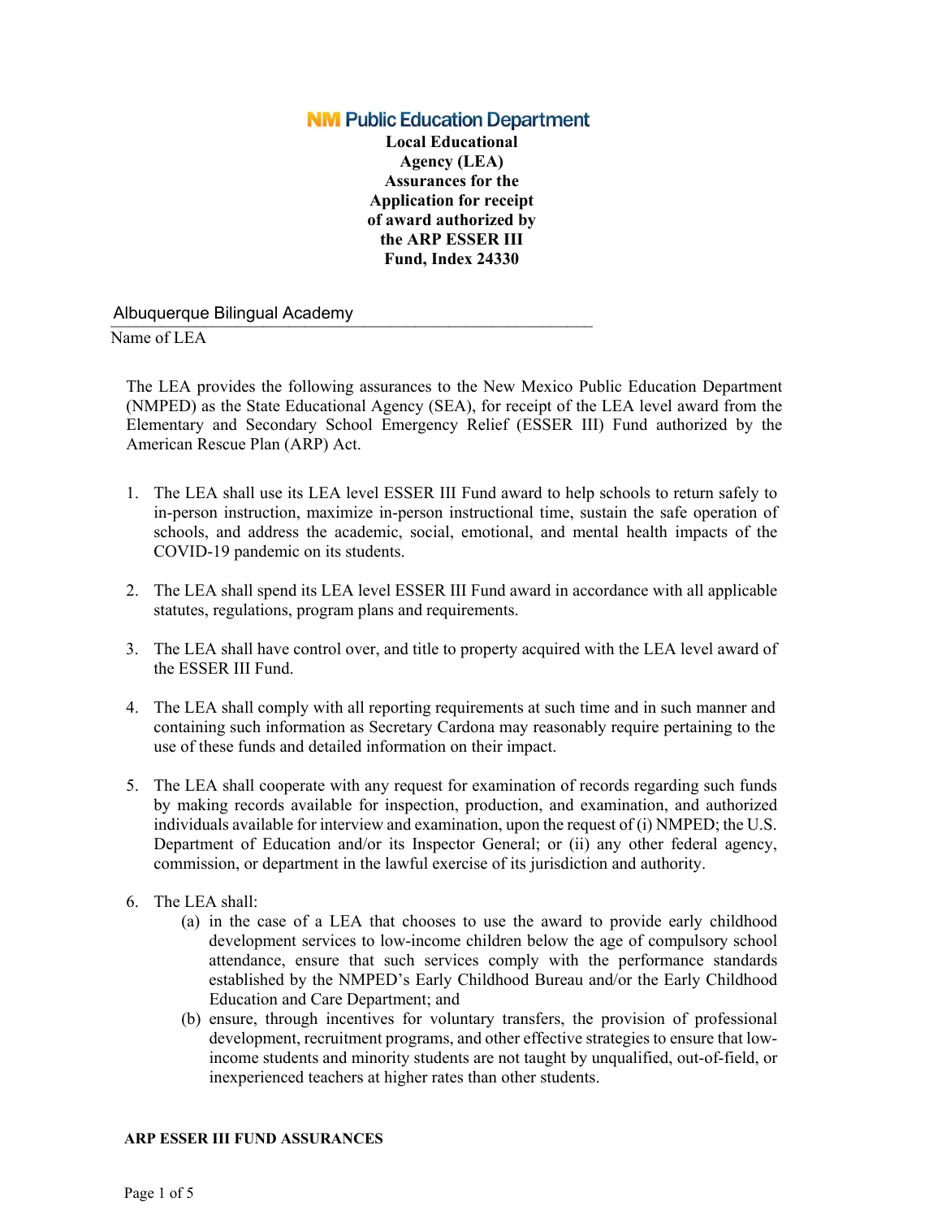**NM Public Education Department**

**Local Educational Agency (LEA) Assurances for the Application for receipt of award authorized by the ARP ESSER III Fund, Index 24330**

Albuquerque Bilingual Academy

Name of LEA

The LEA provides the following assurances to the New Mexico Public Education Department (NMPED) as the State Educational Agency (SEA), for receipt of the LEA level award from the Elementary and Secondary School Emergency Relief (ESSER III) Fund authorized by the American Rescue Plan (ARP) Act.

1. The LEA shall use its LEA level ESSER III Fund award to help schools to return safely to in-person instruction, maximize in-person instructional time, sustain the safe operation of schools, and address the academic, social, emotional, and mental health impacts of the COVID-19 pandemic on its students.

2. The LEA shall spend its LEA level ESSER III Fund award in accordance with all applicable statutes, regulations, program plans and requirements.

3. The LEA shall have control over, and title to property acquired with the LEA level award of the ESSER III Fund.

4. The LEA shall comply with all reporting requirements at such time and in such manner and containing such information as Secretary Cardona may reasonably require pertaining to the use of these funds and detailed information on their impact.

5. The LEA shall cooperate with any request for examination of records regarding such funds by making records available for inspection, production, and examination, and authorized individuals available for interview and examination, upon the request of (i) NMPED; the U.S. Department of Education and/or its Inspector General; or (ii) any other federal agency, commission, or department in the lawful exercise of its jurisdiction and authority.

6. The LEA shall:
   (a) in the case of a LEA that chooses to use the award to provide early childhood development services to low-income children below the age of compulsory school attendance, ensure that such services comply with the performance standards established by the NMPED's Early Childhood Bureau and/or the Early Childhood Education and Care Department; and
   (b) ensure, through incentives for voluntary transfers, the provision of professional development, recruitment programs, and other effective strategies to ensure that low-income students and minority students are not taught by unqualified, out-of-field, or inexperienced teachers at higher rates than other students.

**ARP ESSER III FUND ASSURANCES**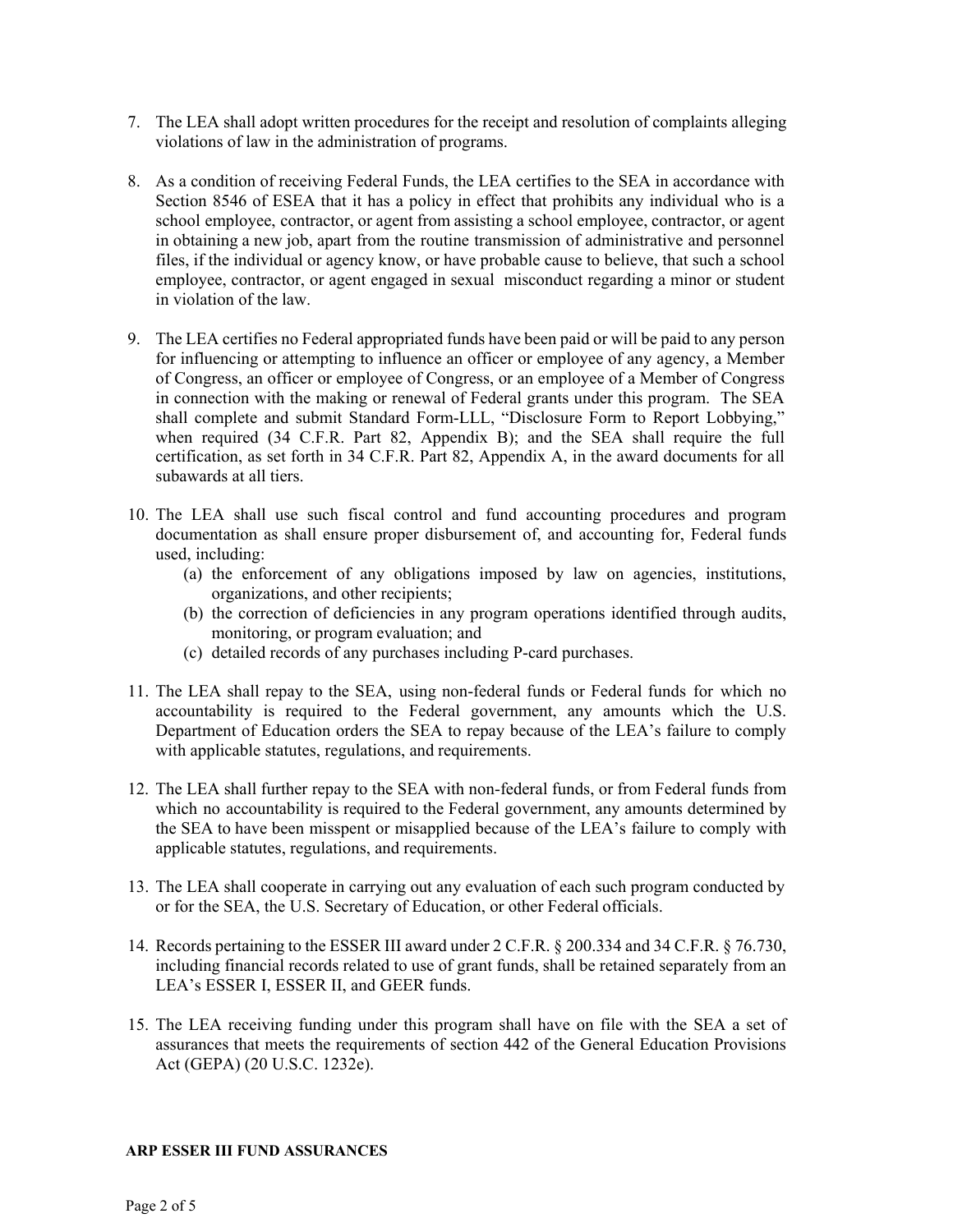7. The LEA shall adopt written procedures for the receipt and resolution of complaints alleging violations of law in the administration of programs.

8. As a condition of receiving Federal Funds, the LEA certifies to the SEA in accordance with Section 8546 of ESEA that it has a policy in effect that prohibits any individual who is a school employee, contractor, or agent from assisting a school employee, contractor, or agent in obtaining a new job, apart from the routine transmission of administrative and personnel files, if the individual or agency know, or have probable cause to believe, that such a school employee, contractor, or agent engaged in sexual misconduct regarding a minor or student in violation of the law.

9. The LEA certifies no Federal appropriated funds have been paid or will be paid to any person for influencing or attempting to influence an officer or employee of any agency, a Member of Congress, an officer or employee of Congress, or an employee of a Member of Congress in connection with the making or renewal of Federal grants under this program. The SEA shall complete and submit Standard Form-LLL, "Disclosure Form to Report Lobbying," when required (34 C.F.R. Part 82, Appendix B); and the SEA shall require the full certification, as set forth in 34 C.F.R. Part 82, Appendix A, in the award documents for all subawards at all tiers.

10. The LEA shall use such fiscal control and fund accounting procedures and program documentation as shall ensure proper disbursement of, and accounting for, Federal funds used, including:
    (a) the enforcement of any obligations imposed by law on agencies, institutions, organizations, and other recipients;
    (b) the correction of deficiencies in any program operations identified through audits, monitoring, or program evaluation; and
    (c) detailed records of any purchases including P-card purchases.

11. The LEA shall repay to the SEA, using non-federal funds or Federal funds for which no accountability is required to the Federal government, any amounts which the U.S. Department of Education orders the SEA to repay because of the LEA's failure to comply with applicable statutes, regulations, and requirements.

12. The LEA shall further repay to the SEA with non-federal funds, or from Federal funds from which no accountability is required to the Federal government, any amounts determined by the SEA to have been misspent or misapplied because of the LEA's failure to comply with applicable statutes, regulations, and requirements.

13. The LEA shall cooperate in carrying out any evaluation of each such program conducted by or for the SEA, the U.S. Secretary of Education, or other Federal officials.

14. Records pertaining to the ESSER III award under 2 C.F.R. § 200.334 and 34 C.F.R. § 76.730, including financial records related to use of grant funds, shall be retained separately from an LEA's ESSER I, ESSER II, and GEER funds.

15. The LEA receiving funding under this program shall have on file with the SEA a set of assurances that meets the requirements of section 442 of the General Education Provisions Act (GEPA) (20 U.S.C. 1232e).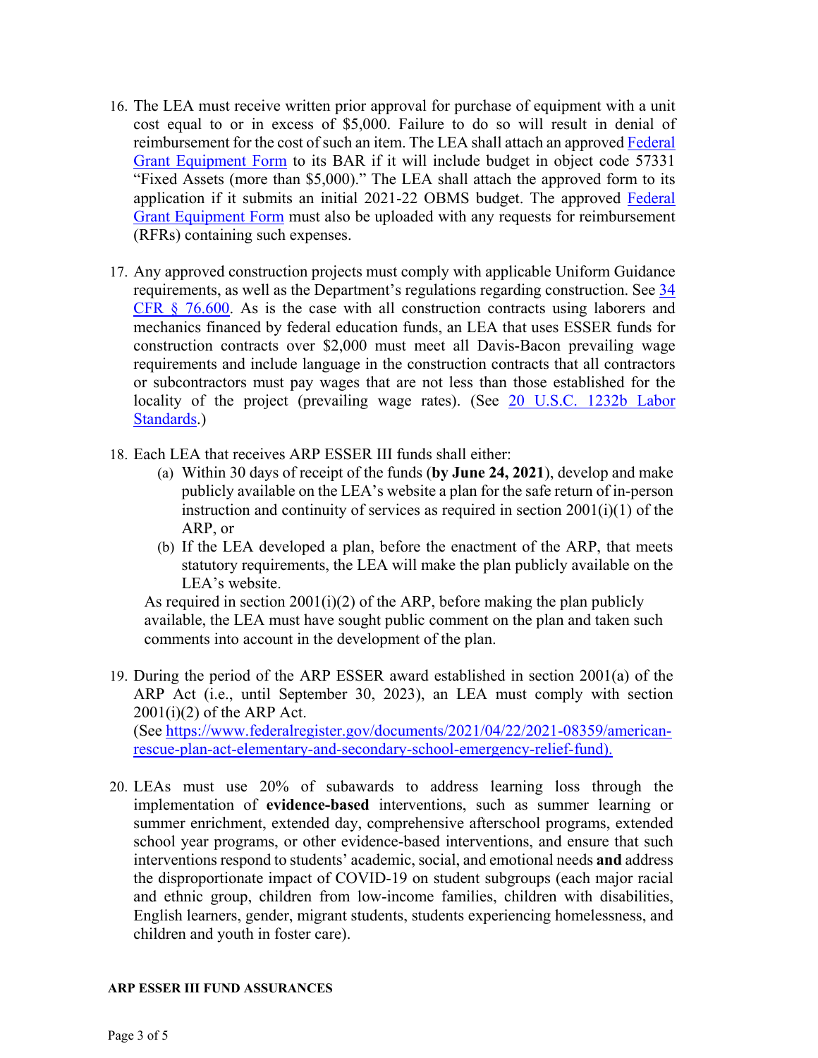16. The LEA must receive written prior approval for purchase of equipment with a unit cost equal to or in excess of $5,000. Failure to do so will result in denial of reimbursement for the cost of such an item. The LEA shall attach an approved Federal Grant Equipment Form to its BAR if it will include budget in object code 57331 "Fixed Assets (more than $5,000)." The LEA shall attach the approved form to its application if it submits an initial 2021-22 OBMS budget. The approved Federal Grant Equipment Form must also be uploaded with any requests for reimbursement (RFRs) containing such expenses.

17. Any approved construction projects must comply with applicable Uniform Guidance requirements, as well as the Department's regulations regarding construction. See 34 CFR § 76.600. As is the case with all construction contracts using laborers and mechanics financed by federal education funds, an LEA that uses ESSER funds for construction contracts over $2,000 must meet all Davis-Bacon prevailing wage requirements and include language in the construction contracts that all contractors or subcontractors must pay wages that are not less than those established for the locality of the project (prevailing wage rates). (See 20 U.S.C. 1232b Labor Standards.)

18. Each LEA that receives ARP ESSER III funds shall either:
    (a) Within 30 days of receipt of the funds (**by June 24, 2021**), develop and make publicly available on the LEA's website a plan for the safe return of in-person instruction and continuity of services as required in section 2001(i)(1) of the ARP, or
    (b) If the LEA developed a plan, before the enactment of the ARP, that meets statutory requirements, the LEA will make the plan publicly available on the LEA's website.

    As required in section 2001(i)(2) of the ARP, before making the plan publicly available, the LEA must have sought public comment on the plan and taken such comments into account in the development of the plan.

19. During the period of the ARP ESSER award established in section 2001(a) of the ARP Act (i.e., until September 30, 2023), an LEA must comply with section 2001(i)(2) of the ARP Act.
    (See https://www.federalregister.gov/documents/2021/04/22/2021-08359/american-rescue-plan-act-elementary-and-secondary-school-emergency-relief-fund).

20. LEAs must use 20% of subawards to address learning loss through the implementation of **evidence-based** interventions, such as summer learning or summer enrichment, extended day, comprehensive afterschool programs, extended school year programs, or other evidence-based interventions, and ensure that such interventions respond to students' academic, social, and emotional needs **and** address the disproportionate impact of COVID-19 on student subgroups (each major racial and ethnic group, children from low-income families, children with disabilities, English learners, gender, migrant students, students experiencing homelessness, and children and youth in foster care).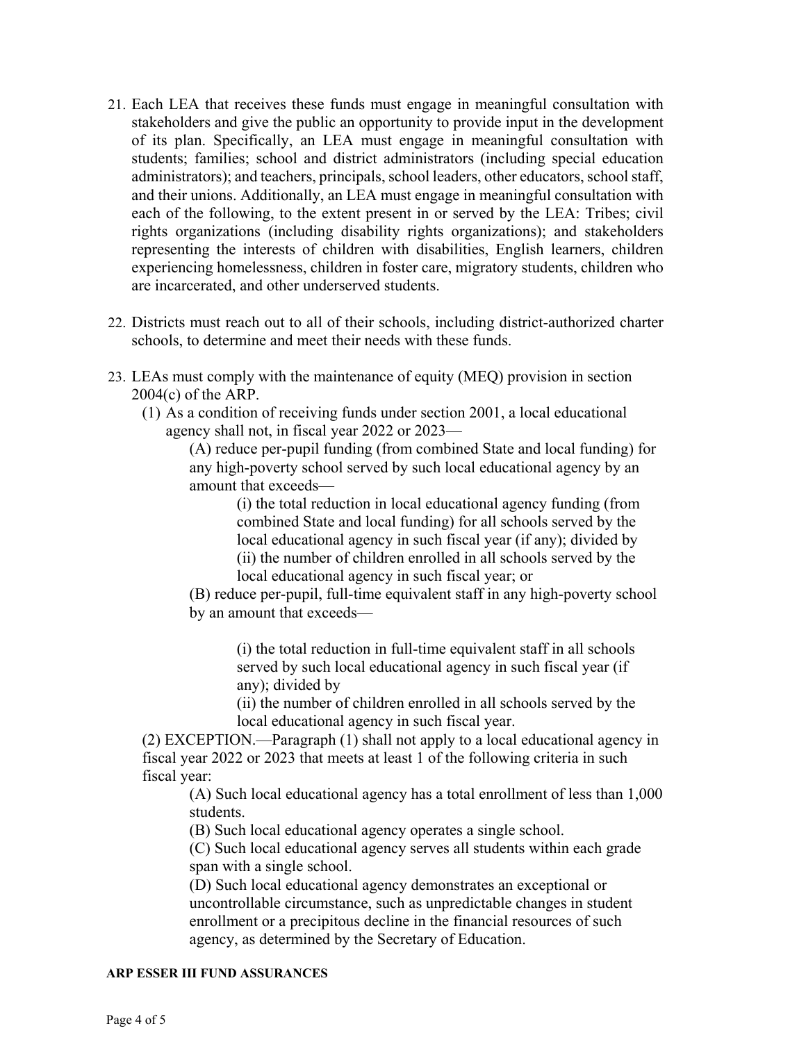21. Each LEA that receives these funds must engage in meaningful consultation with stakeholders and give the public an opportunity to provide input in the development of its plan. Specifically, an LEA must engage in meaningful consultation with students; families; school and district administrators (including special education administrators); and teachers, principals, school leaders, other educators, school staff, and their unions. Additionally, an LEA must engage in meaningful consultation with each of the following, to the extent present in or served by the LEA: Tribes; civil rights organizations (including disability rights organizations); and stakeholders representing the interests of children with disabilities, English learners, children experiencing homelessness, children in foster care, migratory students, children who are incarcerated, and other underserved students.

22. Districts must reach out to all of their schools, including district-authorized charter schools, to determine and meet their needs with these funds.

23. LEAs must comply with the maintenance of equity (MEQ) provision in section 2004(c) of the ARP.

    (1) As a condition of receiving funds under section 2001, a local educational agency shall not, in fiscal year 2022 or 2023—

    > (A) reduce per-pupil funding (from combined State and local funding) for any high-poverty school served by such local educational agency by an amount that exceeds—
    >
    > > (i) the total reduction in local educational agency funding (from combined State and local funding) for all schools served by the local educational agency in such fiscal year (if any); divided by
    > >
    > > (ii) the number of children enrolled in all schools served by the local educational agency in such fiscal year; or
    >
    > (B) reduce per-pupil, full-time equivalent staff in any high-poverty school by an amount that exceeds—
    >
    > > (i) the total reduction in full-time equivalent staff in all schools served by such local educational agency in such fiscal year (if any); divided by
    > >
    > > (ii) the number of children enrolled in all schools served by the local educational agency in such fiscal year.

    (2) EXCEPTION.—Paragraph (1) shall not apply to a local educational agency in fiscal year 2022 or 2023 that meets at least 1 of the following criteria in such fiscal year:

    > (A) Such local educational agency has a total enrollment of less than 1,000 students.
    >
    > (B) Such local educational agency operates a single school.
    >
    > (C) Such local educational agency serves all students within each grade span with a single school.
    >
    > (D) Such local educational agency demonstrates an exceptional or uncontrollable circumstance, such as unpredictable changes in student enrollment or a precipitous decline in the financial resources of such agency, as determined by the Secretary of Education.

**ARP ESSER III FUND ASSURANCES**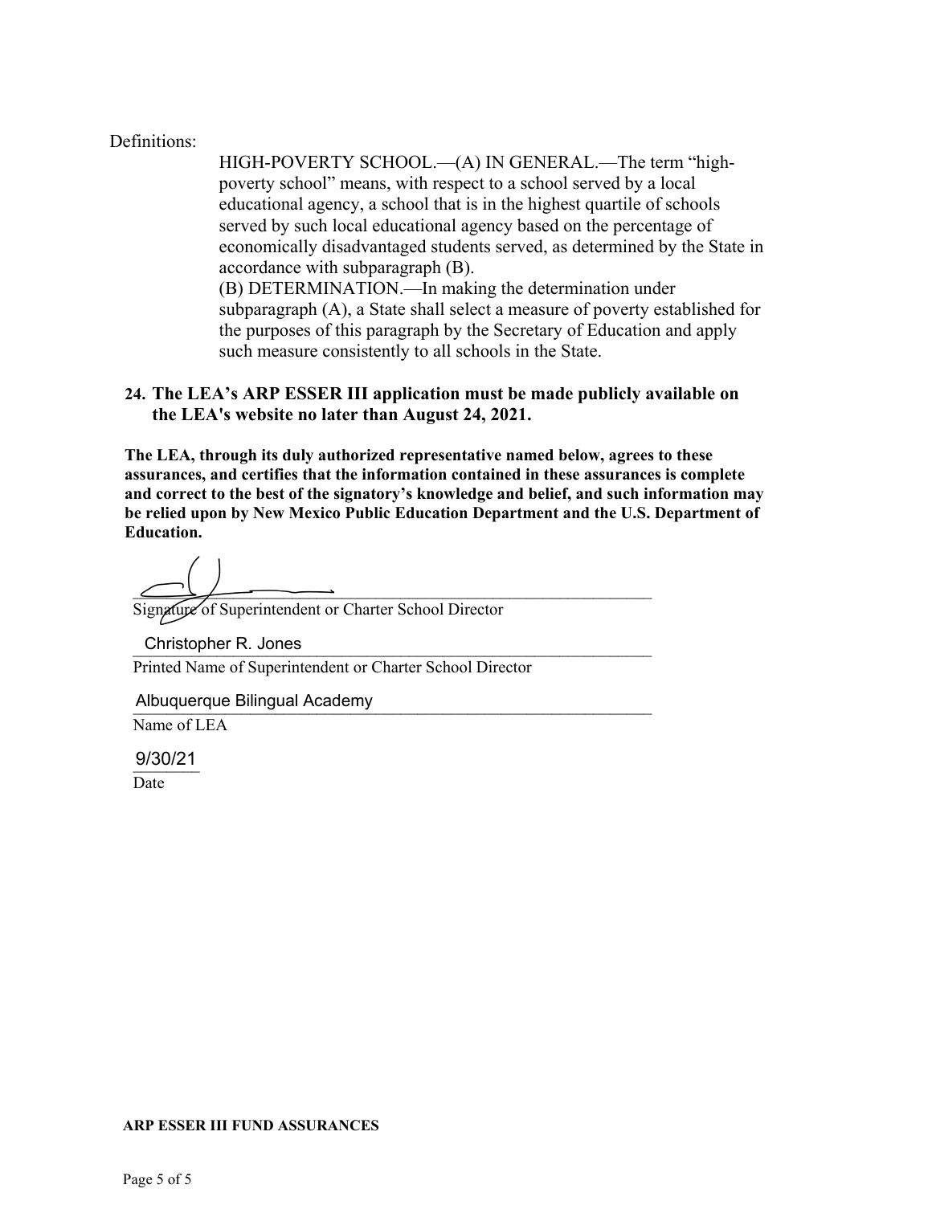Definitions:

HIGH-POVERTY SCHOOL.—(A) IN GENERAL.—The term "high-poverty school" means, with respect to a school served by a local educational agency, a school that is in the highest quartile of schools served by such local educational agency based on the percentage of economically disadvantaged students served, as determined by the State in accordance with subparagraph (B).
(B) DETERMINATION.—In making the determination under subparagraph (A), a State shall select a measure of poverty established for the purposes of this paragraph by the Secretary of Education and apply such measure consistently to all schools in the State.

**24. The LEA's ARP ESSER III application must be made publicly available on the LEA's website no later than August 24, 2021.**

**The LEA, through its duly authorized representative named below, agrees to these assurances, and certifies that the information contained in these assurances is complete and correct to the best of the signatory's knowledge and belief, and such information may be relied upon by New Mexico Public Education Department and the U.S. Department of Education.**

\_\_\_\_\_\_\_\_\_\_\_\_\_\_\_\_\_\_\_\_\_\_\_\_\_\_\_\_\_\_\_\_\_\_\_\_\_\_\_\_
Signature of Superintendent or Charter School Director

Christopher R. Jones
Printed Name of Superintendent or Charter School Director

Albuquerque Bilingual Academy
Name of LEA

9/30/21
Date

**ARP ESSER III FUND ASSURANCES**